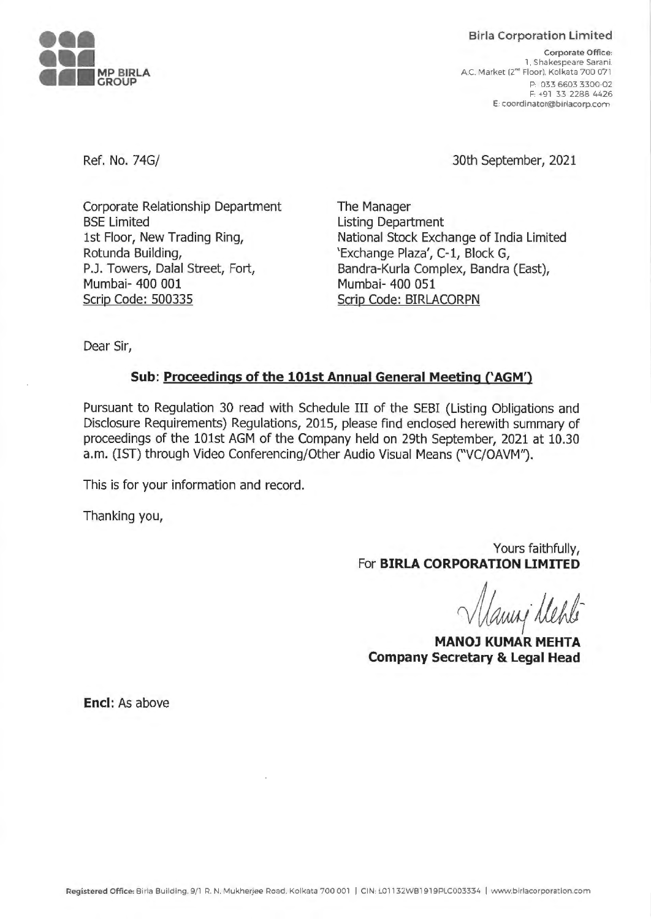**Birla Corporation Limited**

Corporate Office:
1, Shakespeare Sarani
A.C. Market (2nd Floor), Kolkata 700 071
P: 033 6603 3300-02
F: +91 33 2288 4426
E: coordinator@birlacorp.com

Ref. No. 74G/

30th September, 2021

Corporate Relationship Department
BSE Limited
1st Floor, New Trading Ring,
Rotunda Building,
P.J. Towers, Dalal Street, Fort,
Mumbai- 400 001
Scrip Code: 500335

The Manager
Listing Department
National Stock Exchange of India Limited
'Exchange Plaza', C-1, Block G,
Bandra-Kurla Complex, Bandra (East),
Mumbai- 400 051
Scrip Code: BIRLACORPN

Dear Sir,

**Sub: Proceedings of the 101st Annual General Meeting ('AGM')**

Pursuant to Regulation 30 read with Schedule III of the SEBI (Listing Obligations and Disclosure Requirements) Regulations, 2015, please find enclosed herewith summary of proceedings of the 101st AGM of the Company held on 29th September, 2021 at 10.30 a.m. (IST) through Video Conferencing/Other Audio Visual Means ("VC/OAVM").

This is for your information and record.

Thanking you,

Yours faithfully,
For **BIRLA CORPORATION LIMITED**

**MANOJ KUMAR MEHTA**
**Company Secretary & Legal Head**

**Encl:** As above

**Registered Office:** Birla Building, 9/1 R. N. Mukherjee Road, Kolkata 700 001 | CIN: L01132WB1919PLC003334 | www.birlacorporation.com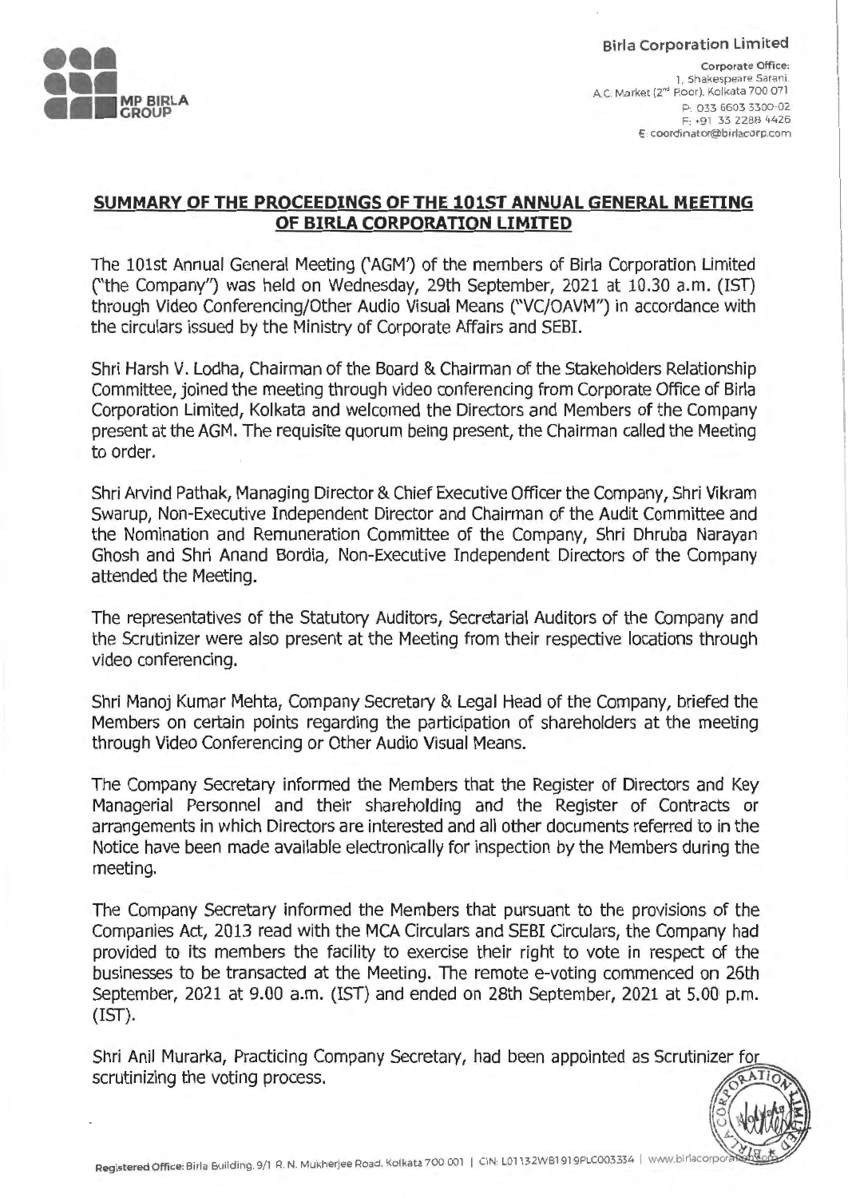## SUMMARY OF THE PROCEEDINGS OF THE 101ST ANNUAL GENERAL MEETING OF BIRLA CORPORATION LIMITED

The 101st Annual General Meeting ('AGM') of the members of Birla Corporation Limited ("the Company") was held on Wednesday, 29th September, 2021 at 10.30 a.m. (IST) through Video Conferencing/Other Audio Visual Means ("VC/OAVM") in accordance with the circulars issued by the Ministry of Corporate Affairs and SEBI.

Shri Harsh V. Lodha, Chairman of the Board & Chairman of the Stakeholders Relationship Committee, joined the meeting through video conferencing from Corporate Office of Birla Corporation Limited, Kolkata and welcomed the Directors and Members of the Company present at the AGM. The requisite quorum being present, the Chairman called the Meeting to order.

Shri Arvind Pathak, Managing Director & Chief Executive Officer the Company, Shri Vikram Swarup, Non-Executive Independent Director and Chairman of the Audit Committee and the Nomination and Remuneration Committee of the Company, Shri Dhruba Narayan Ghosh and Shri Anand Bordia, Non-Executive Independent Directors of the Company attended the Meeting.

The representatives of the Statutory Auditors, Secretarial Auditors of the Company and the Scrutinizer were also present at the Meeting from their respective locations through video conferencing.

Shri Manoj Kumar Mehta, Company Secretary & Legal Head of the Company, briefed the Members on certain points regarding the participation of shareholders at the meeting through Video Conferencing or Other Audio Visual Means.

The Company Secretary informed the Members that the Register of Directors and Key Managerial Personnel and their shareholding and the Register of Contracts or arrangements in which Directors are interested and all other documents referred to in the Notice have been made available electronically for inspection by the Members during the meeting.

The Company Secretary informed the Members that pursuant to the provisions of the Companies Act, 2013 read with the MCA Circulars and SEBI Circulars, the Company had provided to its members the facility to exercise their right to vote in respect of the businesses to be transacted at the Meeting. The remote e-voting commenced on 26th September, 2021 at 9.00 a.m. (IST) and ended on 28th September, 2021 at 5.00 p.m. (IST).

Shri Anil Murarka, Practicing Company Secretary, had been appointed as Scrutinizer for scrutinizing the voting process.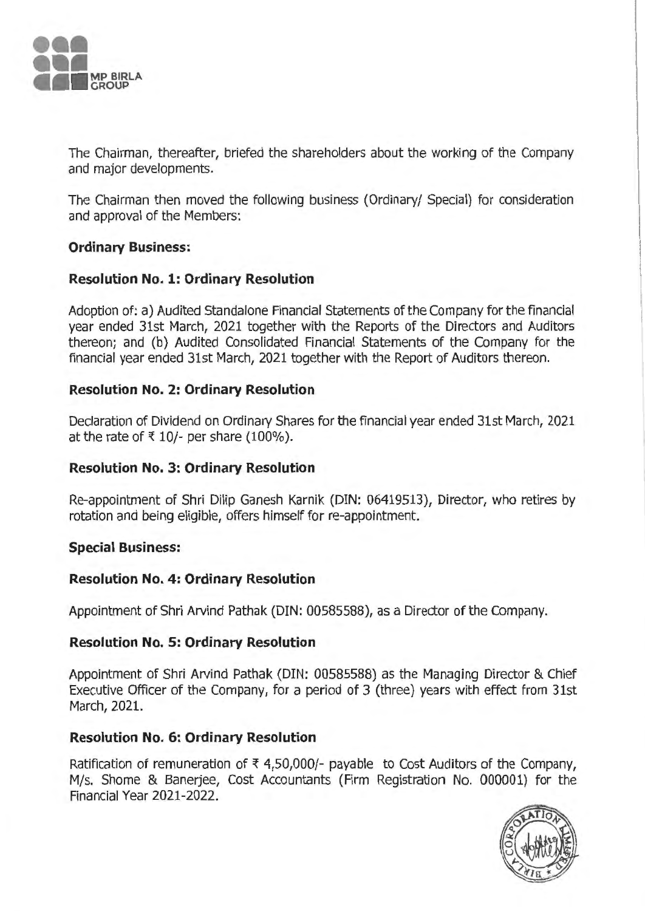The Chairman, thereafter, briefed the shareholders about the working of the Company and major developments.

The Chairman then moved the following business (Ordinary/ Special) for consideration and approval of the Members:

**Ordinary Business:**

**Resolution No. 1: Ordinary Resolution**

Adoption of: a) Audited Standalone Financial Statements of the Company for the financial year ended 31st March, 2021 together with the Reports of the Directors and Auditors thereon; and (b) Audited Consolidated Financial Statements of the Company for the financial year ended 31st March, 2021 together with the Report of Auditors thereon.

**Resolution No. 2: Ordinary Resolution**

Declaration of Dividend on Ordinary Shares for the financial year ended 31st March, 2021 at the rate of ₹ 10/- per share (100%).

**Resolution No. 3: Ordinary Resolution**

Re-appointment of Shri Dilip Ganesh Karnik (DIN: 06419513), Director, who retires by rotation and being eligible, offers himself for re-appointment.

**Special Business:**

**Resolution No. 4: Ordinary Resolution**

Appointment of Shri Arvind Pathak (DIN: 00585588), as a Director of the Company.

**Resolution No. 5: Ordinary Resolution**

Appointment of Shri Arvind Pathak (DIN: 00585588) as the Managing Director & Chief Executive Officer of the Company, for a period of 3 (three) years with effect from 31st March, 2021.

**Resolution No. 6: Ordinary Resolution**

Ratification of remuneration of ₹ 4,50,000/- payable to Cost Auditors of the Company, M/s. Shome & Banerjee, Cost Accountants (Firm Registration No. 000001) for the Financial Year 2021-2022.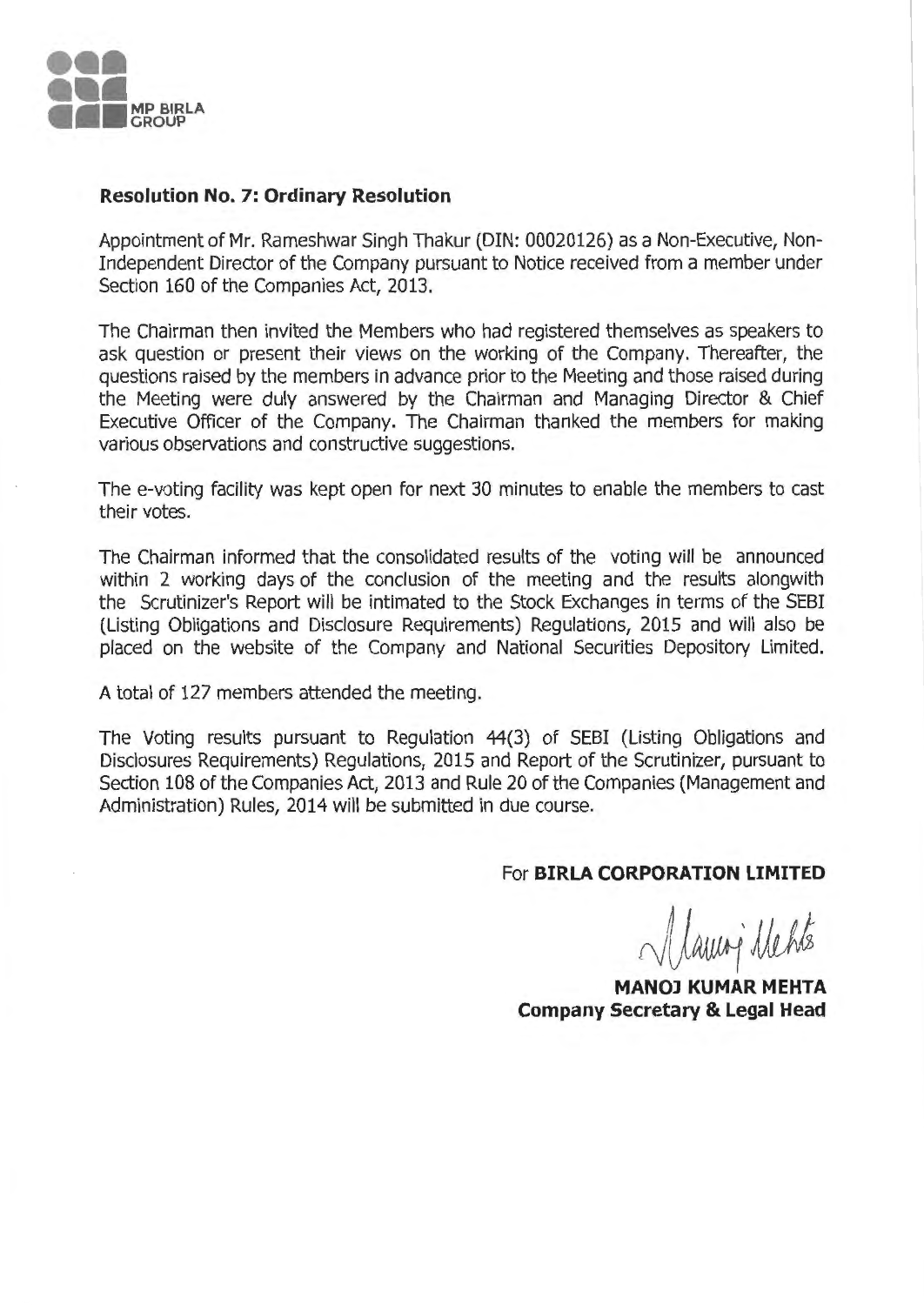**Resolution No. 7: Ordinary Resolution**

Appointment of Mr. Rameshwar Singh Thakur (DIN: 00020126) as a Non-Executive, Non-Independent Director of the Company pursuant to Notice received from a member under Section 160 of the Companies Act, 2013.

The Chairman then invited the Members who had registered themselves as speakers to ask question or present their views on the working of the Company. Thereafter, the questions raised by the members in advance prior to the Meeting and those raised during the Meeting were duly answered by the Chairman and Managing Director & Chief Executive Officer of the Company. The Chairman thanked the members for making various observations and constructive suggestions.

The e-voting facility was kept open for next 30 minutes to enable the members to cast their votes.

The Chairman informed that the consolidated results of the voting will be announced within 2 working days of the conclusion of the meeting and the results alongwith the Scrutinizer's Report will be intimated to the Stock Exchanges in terms of the SEBI (Listing Obligations and Disclosure Requirements) Regulations, 2015 and will also be placed on the website of the Company and National Securities Depository Limited.

A total of 127 members attended the meeting.

The Voting results pursuant to Regulation 44(3) of SEBI (Listing Obligations and Disclosures Requirements) Regulations, 2015 and Report of the Scrutinizer, pursuant to Section 108 of the Companies Act, 2013 and Rule 20 of the Companies (Management and Administration) Rules, 2014 will be submitted in due course.

For **BIRLA CORPORATION LIMITED**

**MANOJ KUMAR MEHTA**
**Company Secretary & Legal Head**